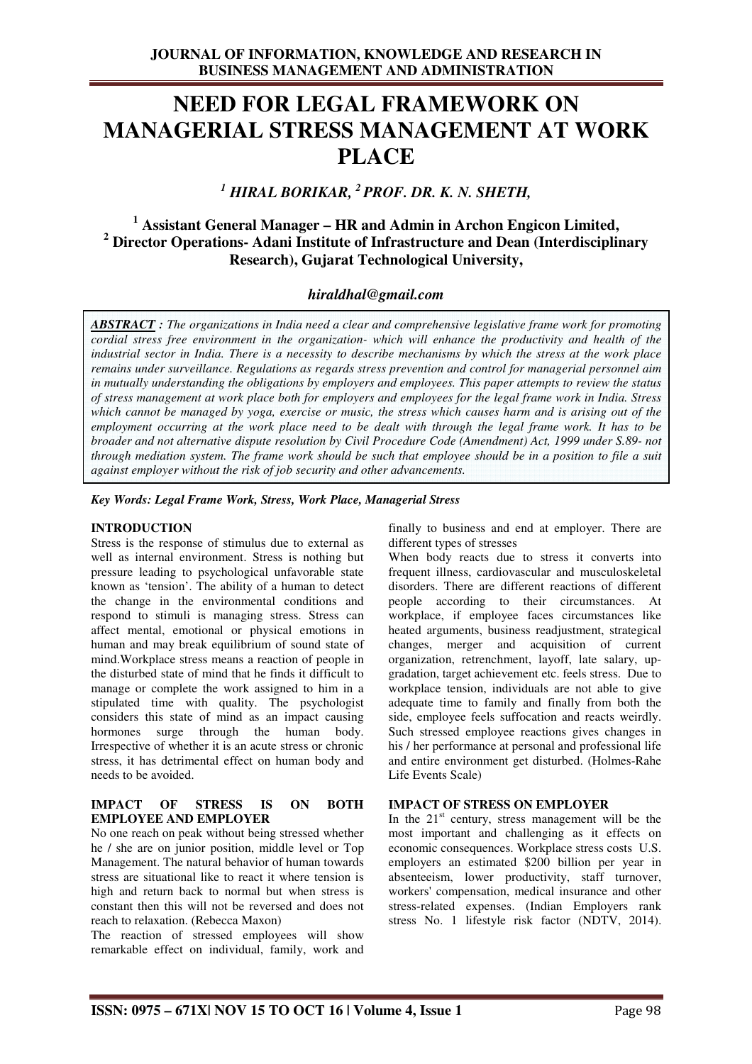# NEED FOR LEGAL FRAMEWORK ON MANAGERIAL STRESS MANAGEMENT AT WORK PLACE

*[1] HIRAL BORIKAR, [2] PROF. DR. K. N. SHETH,*

**[1] Assistant General Manager – HR and Admin in Archon Engicon Limited,**
**[2] Director Operations- Adani Institute of Infrastructure and Dean (Interdisciplinary Research), Gujarat Technological University,**

*hiraldhal@gmail.com*

***ABSTRACT :*** *The organizations in India need a clear and comprehensive legislative frame work for promoting cordial stress free environment in the organization- which will enhance the productivity and health of the industrial sector in India. There is a necessity to describe mechanisms by which the stress at the work place remains under surveillance. Regulations as regards stress prevention and control for managerial personnel aim in mutually understanding the obligations by employers and employees. This paper attempts to review the status of stress management at work place both for employers and employees for the legal frame work in India. Stress which cannot be managed by yoga, exercise or music, the stress which causes harm and is arising out of the employment occurring at the work place need to be dealt with through the legal frame work. It has to be broader and not alternative dispute resolution by Civil Procedure Code (Amendment) Act, 1999 under S.89- not through mediation system. The frame work should be such that employee should be in a position to file a suit against employer without the risk of job security and other advancements.*

***Key Words: Legal Frame Work, Stress, Work Place, Managerial Stress***

## INTRODUCTION

Stress is the response of stimulus due to external as well as internal environment. Stress is nothing but pressure leading to psychological unfavorable state known as 'tension'. The ability of a human to detect the change in the environmental conditions and respond to stimuli is managing stress. Stress can affect mental, emotional or physical emotions in human and may break equilibrium of sound state of mind.Workplace stress means a reaction of people in the disturbed state of mind that he finds it difficult to manage or complete the work assigned to him in a stipulated time with quality. The psychologist considers this state of mind as an impact causing hormones surge through the human body. Irrespective of whether it is an acute stress or chronic stress, it has detrimental effect on human body and needs to be avoided.

## IMPACT OF STRESS IS ON BOTH EMPLOYEE AND EMPLOYER

No one reach on peak without being stressed whether he / she are on junior position, middle level or Top Management. The natural behavior of human towards stress are situational like to react it where tension is high and return back to normal but when stress is constant then this will not be reversed and does not reach to relaxation. (Rebecca Maxon)

The reaction of stressed employees will show remarkable effect on individual, family, work and finally to business and end at employer. There are different types of stresses

When body reacts due to stress it converts into frequent illness, cardiovascular and musculoskeletal disorders. There are different reactions of different people according to their circumstances. At workplace, if employee faces circumstances like heated arguments, business readjustment, strategical changes, merger and acquisition of current organization, retrenchment, layoff, late salary, up-gradation, target achievement etc. feels stress. Due to workplace tension, individuals are not able to give adequate time to family and finally from both the side, employee feels suffocation and reacts weirdly. Such stressed employee reactions gives changes in his / her performance at personal and professional life and entire environment get disturbed. (Holmes-Rahe Life Events Scale)

## IMPACT OF STRESS ON EMPLOYER

In the 21st century, stress management will be the most important and challenging as it effects on economic consequences. Workplace stress costs U.S. employers an estimated \$200 billion per year in absenteeism, lower productivity, staff turnover, workers' compensation, medical insurance and other stress-related expenses. (Indian Employers rank stress No. 1 lifestyle risk factor (NDTV, 2014).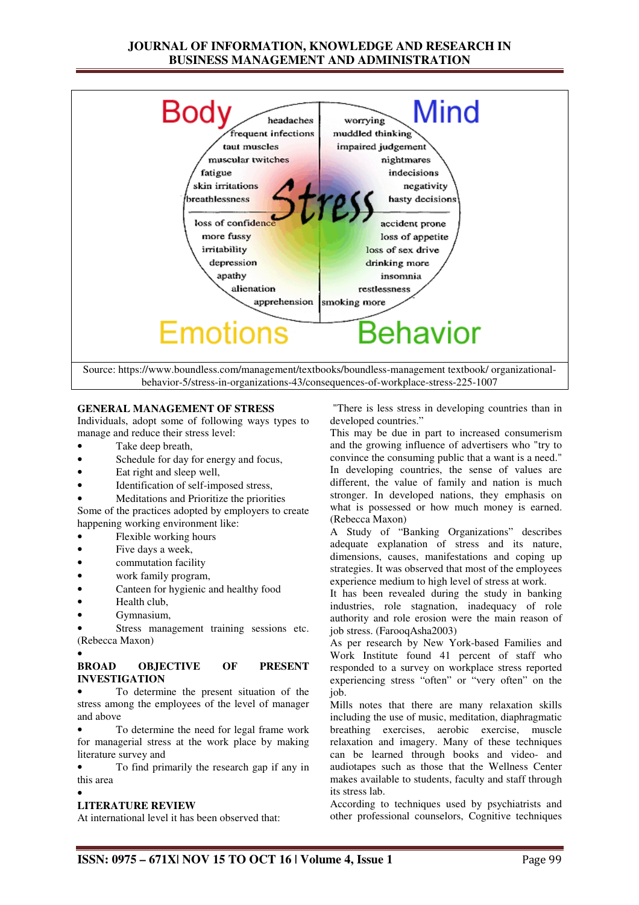Source: https://www.boundless.com/management/textbooks/boundless-management textbook/ organizational-behavior-5/stress-in-organizations-43/consequences-of-workplace-stress-225-1007

## GENERAL MANAGEMENT OF STRESS

Individuals, adopt some of following ways types to manage and reduce their stress level:

- Take deep breath,
- Schedule for day for energy and focus,
- Eat right and sleep well,
- Identification of self-imposed stress,
- Meditations and Prioritize the priorities

Some of the practices adopted by employers to create happening working environment like:

- Flexible working hours
- Five days a week,
- commutation facility
- work family program,
- Canteen for hygienic and healthy food
- Health club,
- Gymnasium,
- Stress management training sessions etc.

(Rebecca Maxon)

## BROAD OBJECTIVE OF PRESENT INVESTIGATION

- To determine the present situation of the stress among the employees of the level of manager and above
- To determine the need for legal frame work for managerial stress at the work place by making literature survey and
- To find primarily the research gap if any in this area

## LITERATURE REVIEW

At international level it has been observed that:

"There is less stress in developing countries than in developed countries."

This may be due in part to increased consumerism and the growing influence of advertisers who "try to convince the consuming public that a want is a need." In developing countries, the sense of values are different, the value of family and nation is much stronger. In developed nations, they emphasis on what is possessed or how much money is earned. (Rebecca Maxon)

A Study of "Banking Organizations" describes adequate explanation of stress and its nature, dimensions, causes, manifestations and coping up strategies. It was observed that most of the employees experience medium to high level of stress at work.

It has been revealed during the study in banking industries, role stagnation, inadequacy of role authority and role erosion were the main reason of job stress. (FarooqAsha2003)

As per research by New York-based Families and Work Institute found 41 percent of staff who responded to a survey on workplace stress reported experiencing stress "often" or "very often" on the job.

Mills notes that there are many relaxation skills including the use of music, meditation, diaphragmatic breathing exercises, aerobic exercise, muscle relaxation and imagery. Many of these techniques can be learned through books and video- and audiotapes such as those that the Wellness Center makes available to students, faculty and staff through its stress lab.

According to techniques used by psychiatrists and other professional counselors, Cognitive techniques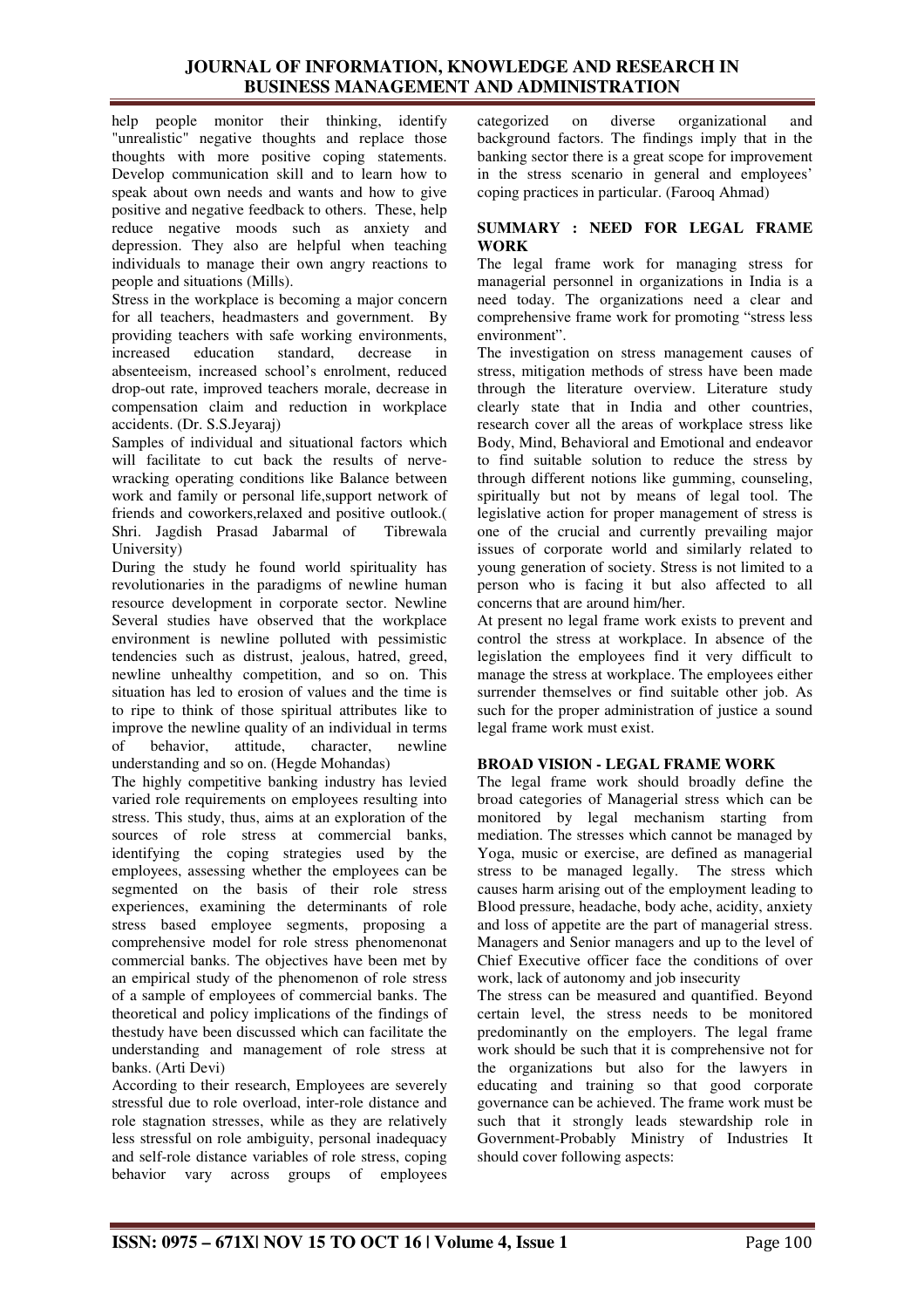help people monitor their thinking, identify "unrealistic" negative thoughts and replace those thoughts with more positive coping statements. Develop communication skill and to learn how to speak about own needs and wants and how to give positive and negative feedback to others. These, help reduce negative moods such as anxiety and depression. They also are helpful when teaching individuals to manage their own angry reactions to people and situations (Mills).

Stress in the workplace is becoming a major concern for all teachers, headmasters and government. By providing teachers with safe working environments, increased education standard, decrease in absenteeism, increased school's enrolment, reduced drop-out rate, improved teachers morale, decrease in compensation claim and reduction in workplace accidents. (Dr. S.S.Jeyaraj)

Samples of individual and situational factors which will facilitate to cut back the results of nerve-wracking operating conditions like Balance between work and family or personal life,support network of friends and coworkers,relaxed and positive outlook.( Shri. Jagdish Prasad Jabarmal of Tibrewala University)

During the study he found world spirituality has revolutionaries in the paradigms of newline human resource development in corporate sector. Newline Several studies have observed that the workplace environment is newline polluted with pessimistic tendencies such as distrust, jealous, hatred, greed, newline unhealthy competition, and so on. This situation has led to erosion of values and the time is to ripe to think of those spiritual attributes like to improve the newline quality of an individual in terms of behavior, attitude, character, newline understanding and so on. (Hegde Mohandas)

The highly competitive banking industry has levied varied role requirements on employees resulting into stress. This study, thus, aims at an exploration of the sources of role stress at commercial banks, identifying the coping strategies used by the employees, assessing whether the employees can be segmented on the basis of their role stress experiences, examining the determinants of role stress based employee segments, proposing a comprehensive model for role stress phenomenonat commercial banks. The objectives have been met by an empirical study of the phenomenon of role stress of a sample of employees of commercial banks. The theoretical and policy implications of the findings of thestudy have been discussed which can facilitate the understanding and management of role stress at banks. (Arti Devi)

According to their research, Employees are severely stressful due to role overload, inter-role distance and role stagnation stresses, while as they are relatively less stressful on role ambiguity, personal inadequacy and self-role distance variables of role stress, coping behavior vary across groups of employees categorized on diverse organizational and background factors. The findings imply that in the banking sector there is a great scope for improvement in the stress scenario in general and employees' coping practices in particular. (Farooq Ahmad)

## SUMMARY : NEED FOR LEGAL FRAME WORK

The legal frame work for managing stress for managerial personnel in organizations in India is a need today. The organizations need a clear and comprehensive frame work for promoting "stress less environment".

The investigation on stress management causes of stress, mitigation methods of stress have been made through the literature overview. Literature study clearly state that in India and other countries, research cover all the areas of workplace stress like Body, Mind, Behavioral and Emotional and endeavor to find suitable solution to reduce the stress by through different notions like gumming, counseling, spiritually but not by means of legal tool. The legislative action for proper management of stress is one of the crucial and currently prevailing major issues of corporate world and similarly related to young generation of society. Stress is not limited to a person who is facing it but also affected to all concerns that are around him/her.

At present no legal frame work exists to prevent and control the stress at workplace. In absence of the legislation the employees find it very difficult to manage the stress at workplace. The employees either surrender themselves or find suitable other job. As such for the proper administration of justice a sound legal frame work must exist.

## BROAD VISION - LEGAL FRAME WORK

The legal frame work should broadly define the broad categories of Managerial stress which can be monitored by legal mechanism starting from mediation. The stresses which cannot be managed by Yoga, music or exercise, are defined as managerial stress to be managed legally. The stress which causes harm arising out of the employment leading to Blood pressure, headache, body ache, acidity, anxiety and loss of appetite are the part of managerial stress. Managers and Senior managers and up to the level of Chief Executive officer face the conditions of over work, lack of autonomy and job insecurity

The stress can be measured and quantified. Beyond certain level, the stress needs to be monitored predominantly on the employers. The legal frame work should be such that it is comprehensive not for the organizations but also for the lawyers in educating and training so that good corporate governance can be achieved. The frame work must be such that it strongly leads stewardship role in Government-Probably Ministry of Industries It should cover following aspects: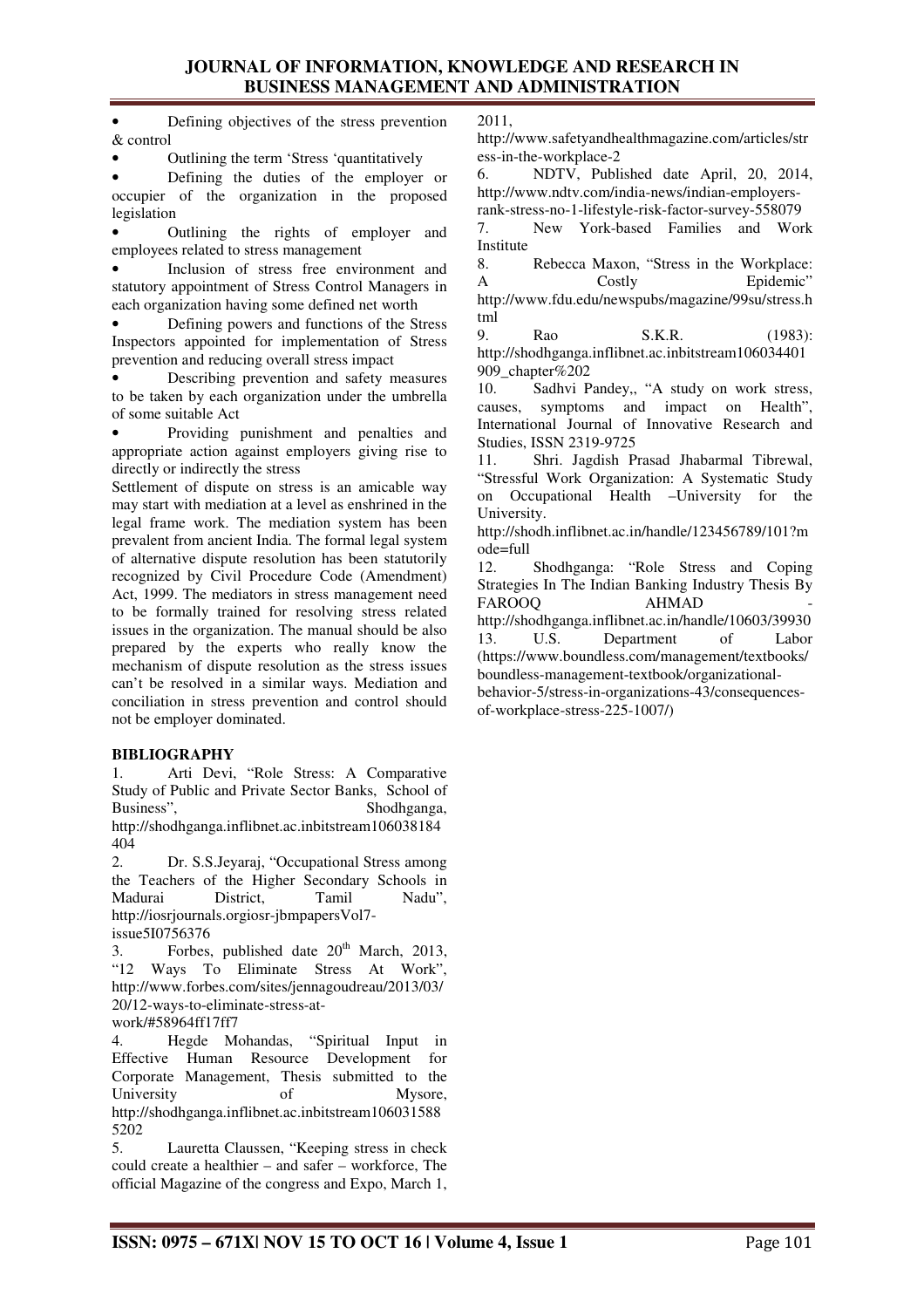- Defining objectives of the stress prevention & control
- Outlining the term 'Stress 'quantitatively
- Defining the duties of the employer or occupier of the organization in the proposed legislation
- Outlining the rights of employer and employees related to stress management
- Inclusion of stress free environment and statutory appointment of Stress Control Managers in each organization having some defined net worth
- Defining powers and functions of the Stress Inspectors appointed for implementation of Stress prevention and reducing overall stress impact
- Describing prevention and safety measures to be taken by each organization under the umbrella of some suitable Act
- Providing punishment and penalties and appropriate action against employers giving rise to directly or indirectly the stress

Settlement of dispute on stress is an amicable way may start with mediation at a level as enshrined in the legal frame work. The mediation system has been prevalent from ancient India. The formal legal system of alternative dispute resolution has been statutorily recognized by Civil Procedure Code (Amendment) Act, 1999. The mediators in stress management need to be formally trained for resolving stress related issues in the organization. The manual should be also prepared by the experts who really know the mechanism of dispute resolution as the stress issues can't be resolved in a similar ways. Mediation and conciliation in stress prevention and control should not be employer dominated.

## BIBLIOGRAPHY

1. Arti Devi, "Role Stress: A Comparative Study of Public and Private Sector Banks, School of Business", Shodhganga, http://shodhganga.inflibnet.ac.inbitstream106038184404
2. Dr. S.S.Jeyaraj, "Occupational Stress among the Teachers of the Higher Secondary Schools in Madurai District, Tamil Nadu", http://iosrjournals.orgiosr-jbmpapersVol7-issue5I0756376
3. Forbes, published date 20th March, 2013, "12 Ways To Eliminate Stress At Work", http://www.forbes.com/sites/jennagoudreau/2013/03/20/12-ways-to-eliminate-stress-at-work/#58964ff17ff7
4. Hegde Mohandas, "Spiritual Input in Effective Human Resource Development for Corporate Management, Thesis submitted to the University of Mysore, http://shodhganga.inflibnet.ac.inbitstream1060315885202
5. Lauretta Claussen, "Keeping stress in check could create a healthier – and safer – workforce, The official Magazine of the congress and Expo, March 1, 2011, http://www.safetyandhealthmagazine.com/articles/stress-in-the-workplace-2
6. NDTV, Published date April, 20, 2014, http://www.ndtv.com/india-news/indian-employers-rank-stress-no-1-lifestyle-risk-factor-survey-558079
7. New York-based Families and Work Institute
8. Rebecca Maxon, "Stress in the Workplace: A Costly Epidemic" http://www.fdu.edu/newspubs/magazine/99su/stress.html
9. Rao S.K.R. (1983): http://shodhganga.inflibnet.ac.inbitstream106034401909_chapter%202
10. Sadhvi Pandey,, "A study on work stress, causes, symptoms and impact on Health", International Journal of Innovative Research and Studies, ISSN 2319-9725
11. Shri. Jagdish Prasad Jhabarmal Tibrewal, "Stressful Work Organization: A Systematic Study on Occupational Health –University for the University. http://shodh.inflibnet.ac.in/handle/123456789/101?mode=full
12. Shodhganga: "Role Stress and Coping Strategies In The Indian Banking Industry Thesis By FAROOQ AHMAD - http://shodhganga.inflibnet.ac.in/handle/10603/39930
13. U.S. Department of Labor (https://www.boundless.com/management/textbooks/boundless-management-textbook/organizational-behavior-5/stress-in-organizations-43/consequences-of-workplace-stress-225-1007/)